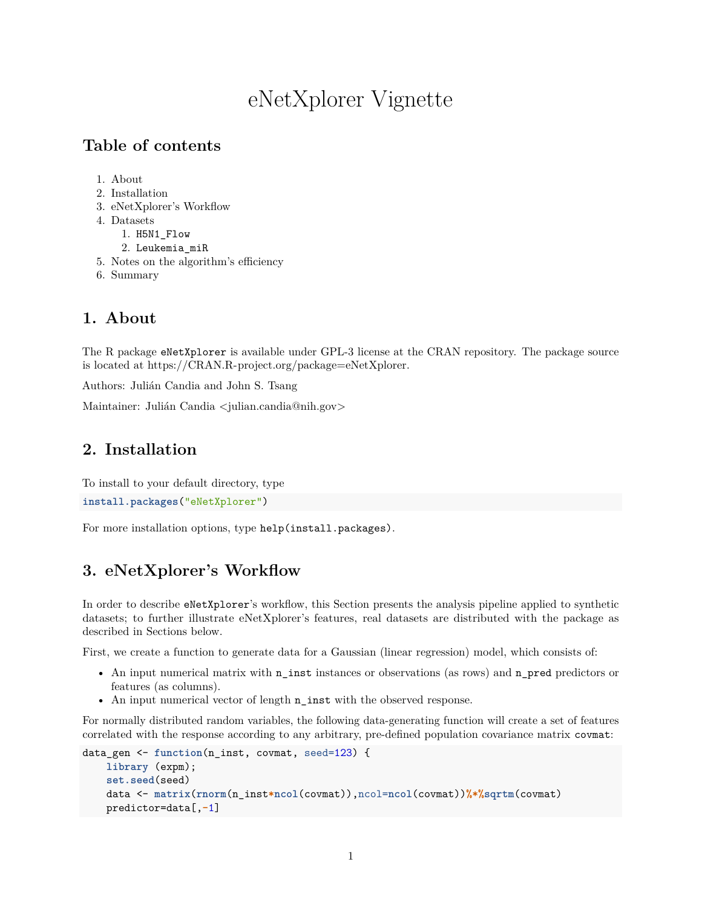# eNetXplorer Vignette

## Table of contents

1. About
2. Installation
3. eNetXplorer's Workflow
4. Datasets
   1. `H5N1_Flow`
   2. `Leukemia_miR`
5. Notes on the algorithm's efficiency
6. Summary

## 1. About

The R package `eNetXplorer` is available under GPL-3 license at the CRAN repository. The package source is located at https://CRAN.R-project.org/package=eNetXplorer.

Authors: Julián Candia and John S. Tsang

Maintainer: Julián Candia <julian.candia@nih.gov>

## 2. Installation

To install to your default directory, type

```
install.packages("eNetXplorer")
```

For more installation options, type `help(install.packages)`.

## 3. eNetXplorer's Workflow

In order to describe `eNetXplorer`'s workflow, this Section presents the analysis pipeline applied to synthetic datasets; to further illustrate eNetXplorer's features, real datasets are distributed with the package as described in Sections below.

First, we create a function to generate data for a Gaussian (linear regression) model, which consists of:

- An input numerical matrix with `n_inst` instances or observations (as rows) and `n_pred` predictors or features (as columns).
- An input numerical vector of length `n_inst` with the observed response.

For normally distributed random variables, the following data-generating function will create a set of features correlated with the response according to any arbitrary, pre-defined population covariance matrix `covmat`:

```
data_gen <- function(n_inst, covmat, seed=123) {
    library (expm);
    set.seed(seed)
    data <- matrix(rnorm(n_inst*ncol(covmat)),ncol=ncol(covmat))%*%sqrtm(covmat)
    predictor=data[,-1]
```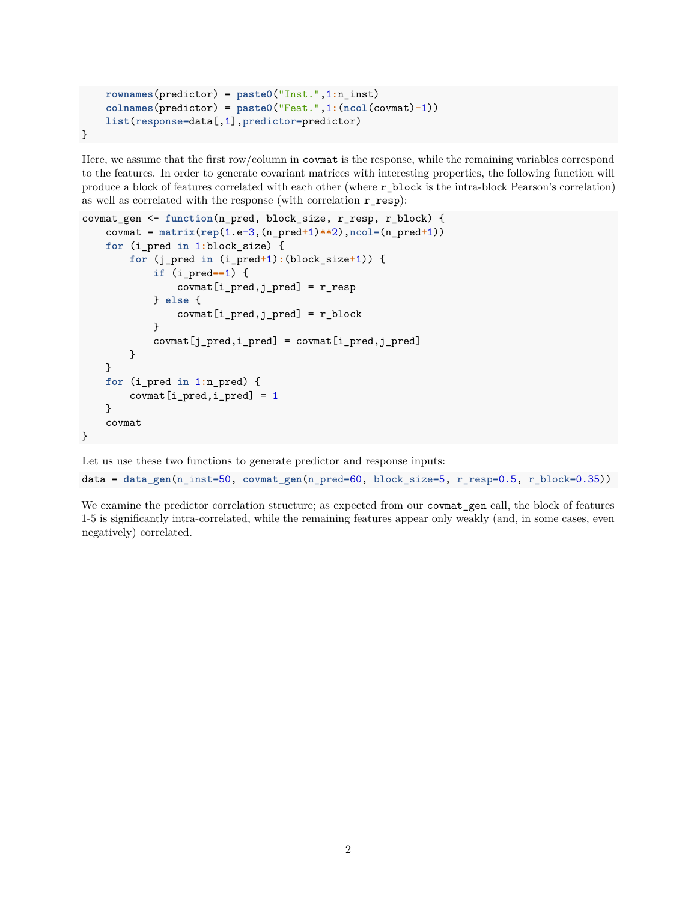```
    rownames(predictor) = paste0("Inst.",1:n_inst)
    colnames(predictor) = paste0("Feat.",1:(ncol(covmat)-1))
    list(response=data[,1],predictor=predictor)
}
```

Here, we assume that the first row/column in `covmat` is the response, while the remaining variables correspond to the features. In order to generate covariant matrices with interesting properties, the following function will produce a block of features correlated with each other (where `r_block` is the intra-block Pearson's correlation) as well as correlated with the response (with correlation `r_resp`):

```
covmat_gen <- function(n_pred, block_size, r_resp, r_block) {
    covmat = matrix(rep(1.e-3,(n_pred+1)**2),ncol=(n_pred+1))
    for (i_pred in 1:block_size) {
        for (j_pred in (i_pred+1):(block_size+1)) {
            if (i_pred==1) {
                covmat[i_pred,j_pred] = r_resp
            } else {
                covmat[i_pred,j_pred] = r_block
            }
            covmat[j_pred,i_pred] = covmat[i_pred,j_pred]
        }
    }
    for (i_pred in 1:n_pred) {
        covmat[i_pred,i_pred] = 1
    }
    covmat
}
```

Let us use these two functions to generate predictor and response inputs:

```
data = data_gen(n_inst=50, covmat_gen(n_pred=60, block_size=5, r_resp=0.5, r_block=0.35))
```

We examine the predictor correlation structure; as expected from our `covmat_gen` call, the block of features 1-5 is significantly intra-correlated, while the remaining features appear only weakly (and, in some cases, even negatively) correlated.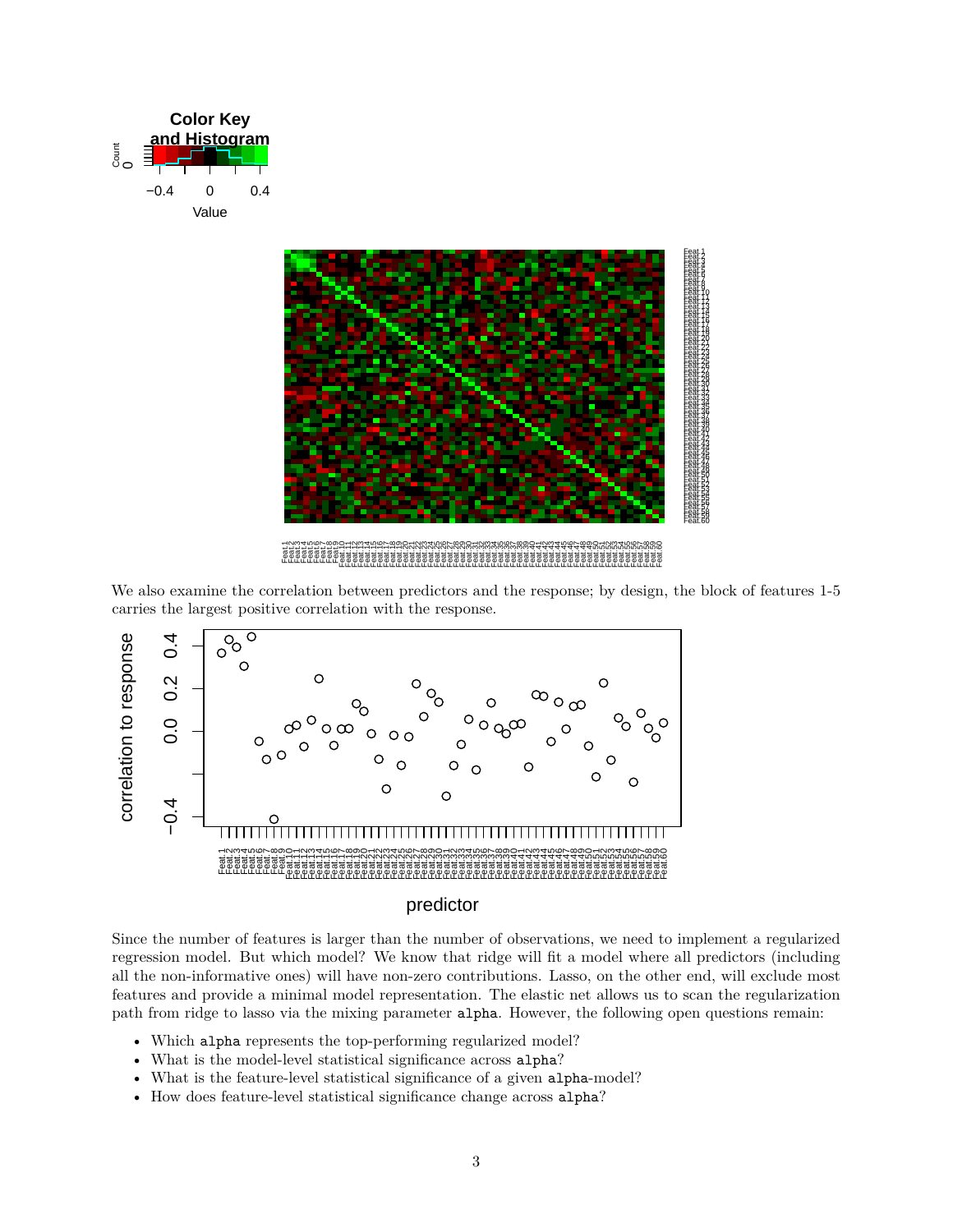We also examine the correlation between predictors and the response; by design, the block of features 1-5 carries the largest positive correlation with the response.

Since the number of features is larger than the number of observations, we need to implement a regularized regression model. But which model? We know that ridge will fit a model where all predictors (including all the non-informative ones) will have non-zero contributions. Lasso, on the other end, will exclude most features and provide a minimal model representation. The elastic net allows us to scan the regularization path from ridge to lasso via the mixing parameter `alpha`. However, the following open questions remain:

- Which `alpha` represents the top-performing regularized model?
- What is the model-level statistical significance across `alpha`?
- What is the feature-level statistical significance of a given `alpha`-model?
- How does feature-level statistical significance change across `alpha`?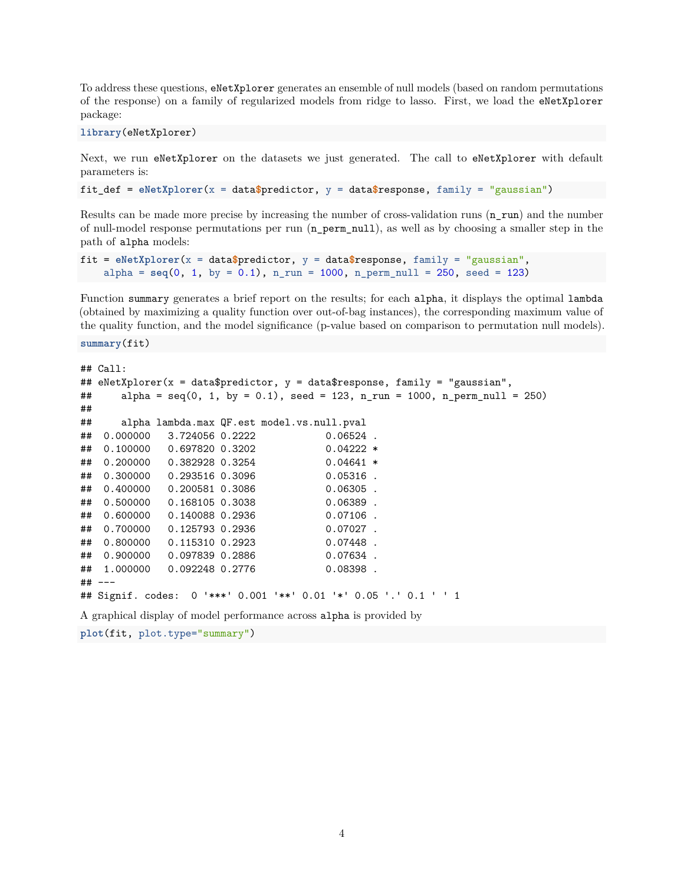To address these questions, `eNetXplorer` generates an ensemble of null models (based on random permutations of the response) on a family of regularized models from ridge to lasso. First, we load the `eNetXplorer` package:

```
library(eNetXplorer)
```

Next, we run `eNetXplorer` on the datasets we just generated. The call to `eNetXplorer` with default parameters is:

```
fit_def = eNetXplorer(x = data$predictor, y = data$response, family = "gaussian")
```

Results can be made more precise by increasing the number of cross-validation runs (`n_run`) and the number of null-model response permutations per run (`n_perm_null`), as well as by choosing a smaller step in the path of `alpha` models:

```
fit = eNetXplorer(x = data$predictor, y = data$response, family = "gaussian",
    alpha = seq(0, 1, by = 0.1), n_run = 1000, n_perm_null = 250, seed = 123)
```

Function `summary` generates a brief report on the results; for each `alpha`, it displays the optimal `lambda` (obtained by maximizing a quality function over out-of-bag instances), the corresponding maximum value of the quality function, and the model significance (p-value based on comparison to permutation null models).

```
summary(fit)
```

```
## Call:
## eNetXplorer(x = data$predictor, y = data$response, family = "gaussian",
##     alpha = seq(0, 1, by = 0.1), seed = 123, n_run = 1000, n_perm_null = 250)
##
##     alpha lambda.max QF.est model.vs.null.pval
##  0.000000   3.724056 0.2222           0.06524 .
##  0.100000   0.697820 0.3202           0.04222 *
##  0.200000   0.382928 0.3254           0.04641 *
##  0.300000   0.293516 0.3096           0.05316 .
##  0.400000   0.200581 0.3086           0.06305 .
##  0.500000   0.168105 0.3038           0.06389 .
##  0.600000   0.140088 0.2936           0.07106 .
##  0.700000   0.125793 0.2936           0.07027 .
##  0.800000   0.115310 0.2923           0.07448 .
##  0.900000   0.097839 0.2886           0.07634 .
##  1.000000   0.092248 0.2776           0.08398 .
## ---
## Signif. codes:  0 '***' 0.001 '**' 0.01 '*' 0.05 '.' 0.1 ' ' 1
```

A graphical display of model performance across `alpha` is provided by

```
plot(fit, plot.type="summary")
```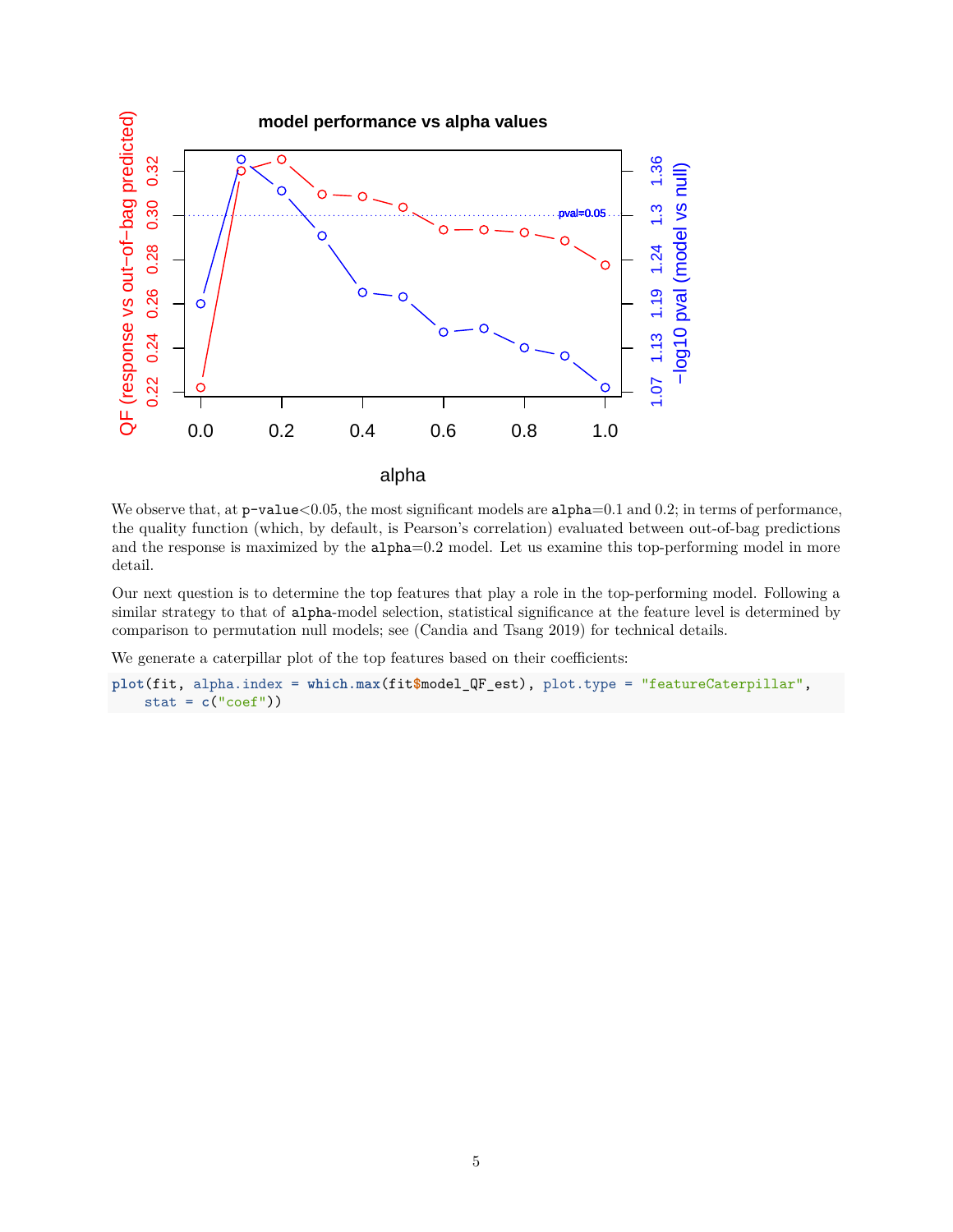We observe that, at p-value<0.05, the most significant models are `alpha`=0.1 and 0.2; in terms of performance, the quality function (which, by default, is Pearson's correlation) evaluated between out-of-bag predictions and the response is maximized by the `alpha`=0.2 model. Let us examine this top-performing model in more detail.

Our next question is to determine the top features that play a role in the top-performing model. Following a similar strategy to that of `alpha`-model selection, statistical significance at the feature level is determined by comparison to permutation null models; see (Candia and Tsang 2019) for technical details.

We generate a caterpillar plot of the top features based on their coefficients:

```
plot(fit, alpha.index = which.max(fit$model_QF_est), plot.type = "featureCaterpillar",
    stat = c("coef"))
```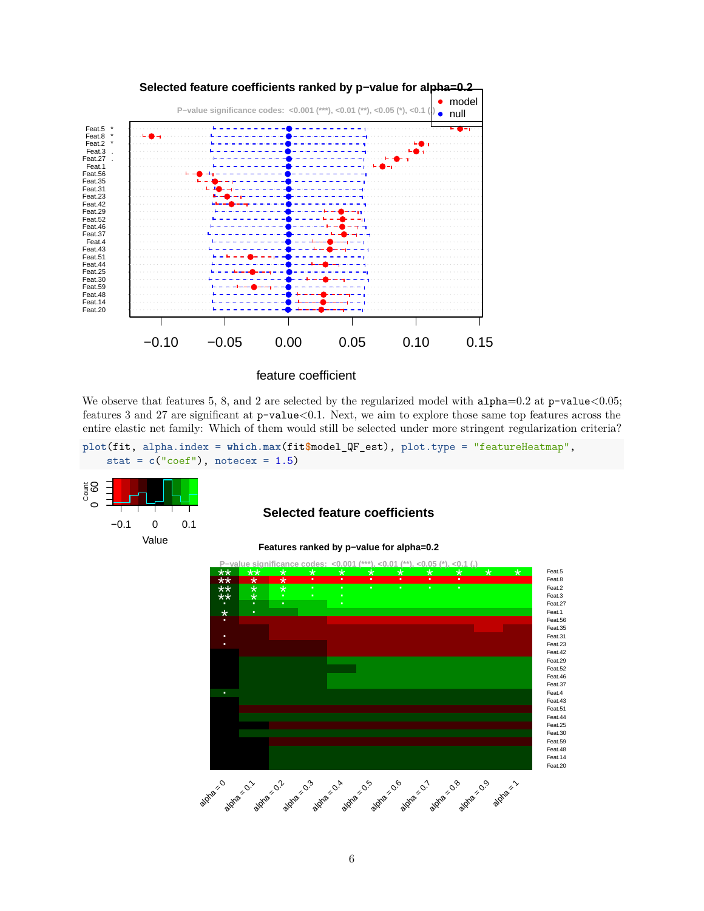We observe that features 5, 8, and 2 are selected by the regularized model with alpha=0.2 at p-value<0.05; features 3 and 27 are significant at p-value<0.1. Next, we aim to explore those same top features across the entire elastic net family: Which of them would still be selected under more stringent regularization criteria?

```
plot(fit, alpha.index = which.max(fit$model_QF_est), plot.type = "featureHeatmap",
    stat = c("coef"), notecex = 1.5)
```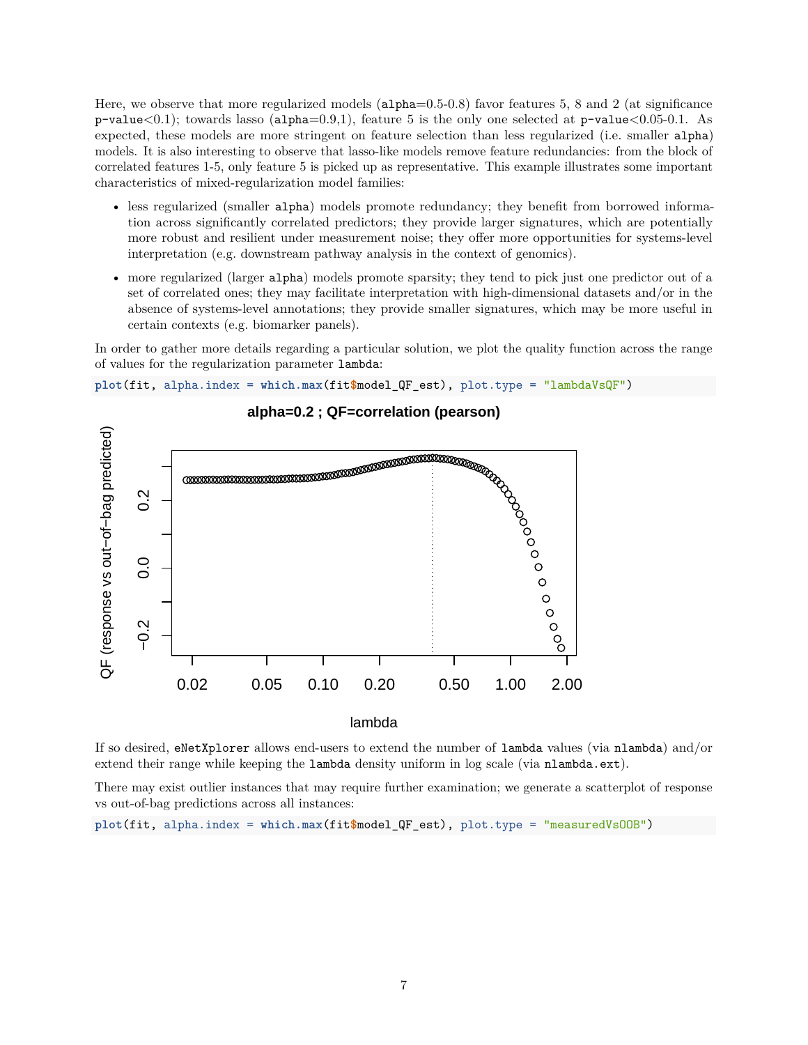Here, we observe that more regularized models (`alpha`=0.5-0.8) favor features 5, 8 and 2 (at significance `p-value`<0.1); towards lasso (`alpha`=0.9,1), feature 5 is the only one selected at `p-value`<0.05-0.1. As expected, these models are more stringent on feature selection than less regularized (i.e. smaller `alpha`) models. It is also interesting to observe that lasso-like models remove feature redundancies: from the block of correlated features 1-5, only feature 5 is picked up as representative. This example illustrates some important characteristics of mixed-regularization model families:

- less regularized (smaller `alpha`) models promote redundancy; they benefit from borrowed information across significantly correlated predictors; they provide larger signatures, which are potentially more robust and resilient under measurement noise; they offer more opportunities for systems-level interpretation (e.g. downstream pathway analysis in the context of genomics).
- more regularized (larger `alpha`) models promote sparsity; they tend to pick just one predictor out of a set of correlated ones; they may facilitate interpretation with high-dimensional datasets and/or in the absence of systems-level annotations; they provide smaller signatures, which may be more useful in certain contexts (e.g. biomarker panels).

In order to gather more details regarding a particular solution, we plot the quality function across the range of values for the regularization parameter `lambda`:

```
plot(fit, alpha.index = which.max(fit$model_QF_est), plot.type = "lambdaVsQF")
```

If so desired, `eNetXplorer` allows end-users to extend the number of `lambda` values (via `nlambda`) and/or extend their range while keeping the `lambda` density uniform in log scale (via `nlambda.ext`).

There may exist outlier instances that may require further examination; we generate a scatterplot of response vs out-of-bag predictions across all instances:

```
plot(fit, alpha.index = which.max(fit$model_QF_est), plot.type = "measuredVsOOB")
```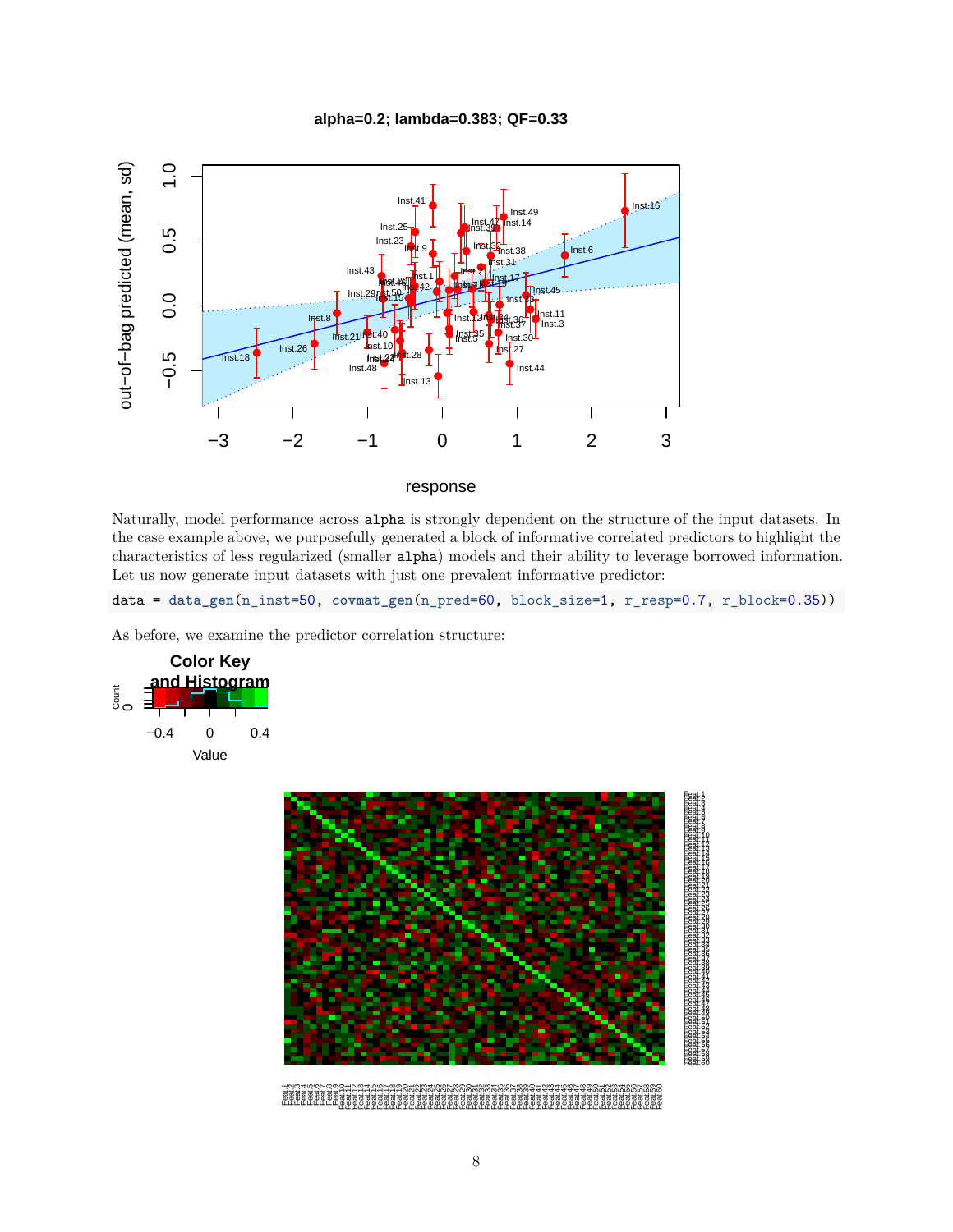Naturally, model performance across `alpha` is strongly dependent on the structure of the input datasets. In the case example above, we purposefully generated a block of informative correlated predictors to highlight the characteristics of less regularized (smaller `alpha`) models and their ability to leverage borrowed information. Let us now generate input datasets with just one prevalent informative predictor:

```
data = data_gen(n_inst=50, covmat_gen(n_pred=60, block_size=1, r_resp=0.7, r_block=0.35))
```

As before, we examine the predictor correlation structure: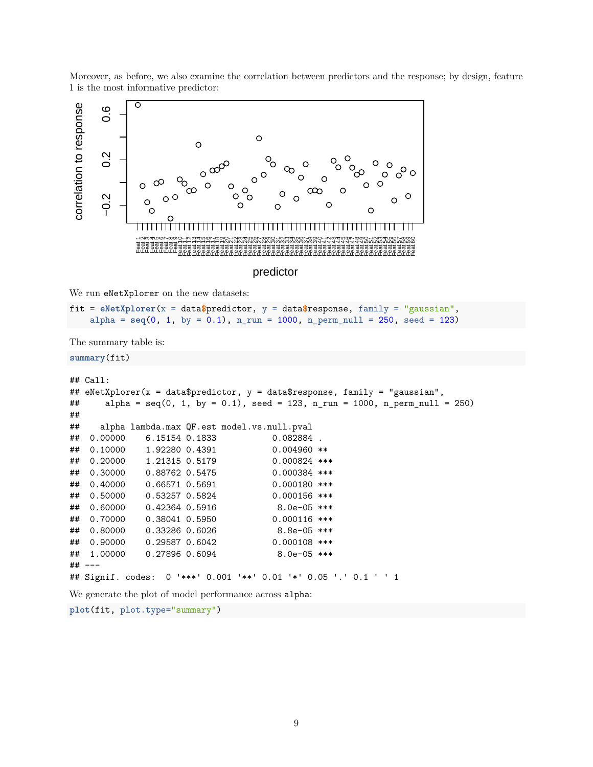Moreover, as before, we also examine the correlation between predictors and the response; by design, feature 1 is the most informative predictor:

We run `eNetXplorer` on the new datasets:

```
fit = eNetXplorer(x = data$predictor, y = data$response, family = "gaussian",
    alpha = seq(0, 1, by = 0.1), n_run = 1000, n_perm_null = 250, seed = 123)
```

The summary table is:

```
summary(fit)
```

```
## Call:
## eNetXplorer(x = data$predictor, y = data$response, family = "gaussian",
##     alpha = seq(0, 1, by = 0.1), seed = 123, n_run = 1000, n_perm_null = 250)
##
##    alpha lambda.max QF.est model.vs.null.pval
##  0.00000    6.15154 0.1833          0.082884 .
##  0.10000    1.92280 0.4391          0.004960 **
##  0.20000    1.21315 0.5179          0.000824 ***
##  0.30000    0.88762 0.5475          0.000384 ***
##  0.40000    0.66571 0.5691          0.000180 ***
##  0.50000    0.53257 0.5824          0.000156 ***
##  0.60000    0.42364 0.5916           8.0e-05 ***
##  0.70000    0.38041 0.5950          0.000116 ***
##  0.80000    0.33286 0.6026           8.8e-05 ***
##  0.90000    0.29587 0.6042          0.000108 ***
##  1.00000    0.27896 0.6094           8.0e-05 ***
## ---
## Signif. codes:  0 '***' 0.001 '**' 0.01 '*' 0.05 '.' 0.1 ' ' 1
```

We generate the plot of model performance across `alpha`:

```
plot(fit, plot.type="summary")
```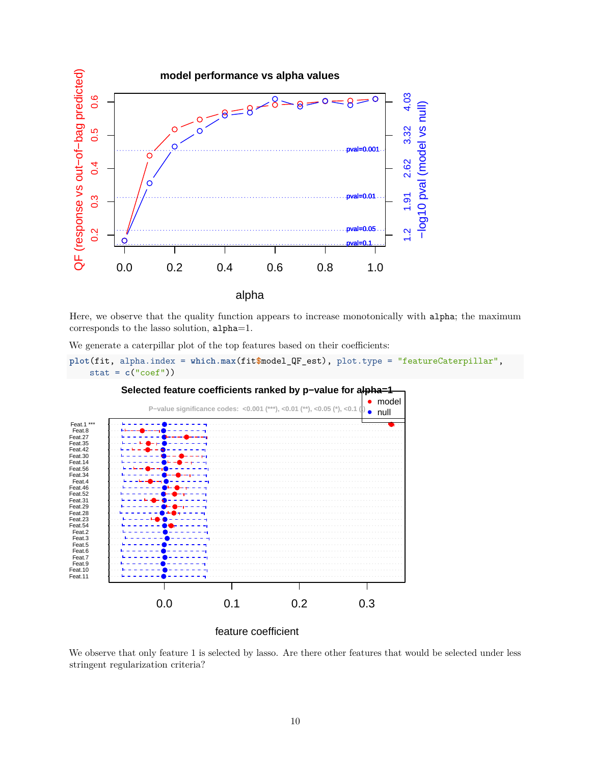Here, we observe that the quality function appears to increase monotonically with `alpha`; the maximum corresponds to the lasso solution, `alpha`=1.

We generate a caterpillar plot of the top features based on their coefficients:

```
plot(fit, alpha.index = which.max(fit$model_QF_est), plot.type = "featureCaterpillar",
    stat = c("coef"))
```

We observe that only feature 1 is selected by lasso. Are there other features that would be selected under less stringent regularization criteria?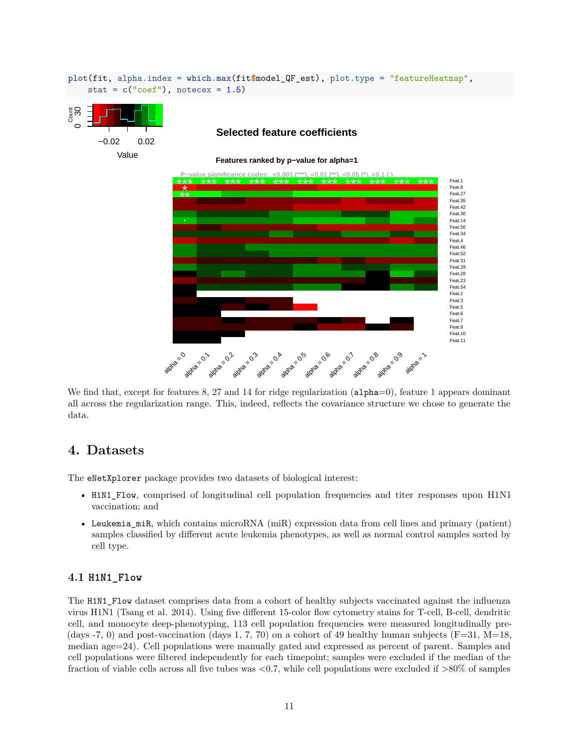```r
plot(fit, alpha.index = which.max(fit$model_QF_est), plot.type = "featureHeatmap",
    stat = c("coef"), notecex = 1.5)
```

We find that, except for features 8, 27 and 14 for ridge regularization (`alpha`=0), feature 1 appears dominant all across the regularization range. This, indeed, reflects the covariance structure we chose to generate the data.

# 4. Datasets

The `eNetXplorer` package provides two datasets of biological interest:

- `H1N1_Flow`, comprised of longitudinal cell population frequencies and titer responses upon H1N1 vaccination; and
- `Leukemia_miR`, which contains microRNA (miR) expression data from cell lines and primary (patient) samples classified by different acute leukemia phenotypes, as well as normal control samples sorted by cell type.

## 4.1 H1N1_Flow

The `H1N1_Flow` dataset comprises data from a cohort of healthy subjects vaccinated against the influenza virus H1N1 (Tsang et al. 2014). Using five different 15-color flow cytometry stains for T-cell, B-cell, dendritic cell, and monocyte deep-phenotyping, 113 cell population frequencies were measured longitudinally pre- (days -7, 0) and post-vaccination (days 1, 7, 70) on a cohort of 49 healthy human subjects (F=31, M=18, median age=24). Cell populations were manually gated and expressed as percent of parent. Samples and cell populations were filtered independently for each timepoint; samples were excluded if the median of the fraction of viable cells across all five tubes was <0.7, while cell populations were excluded if >80% of samples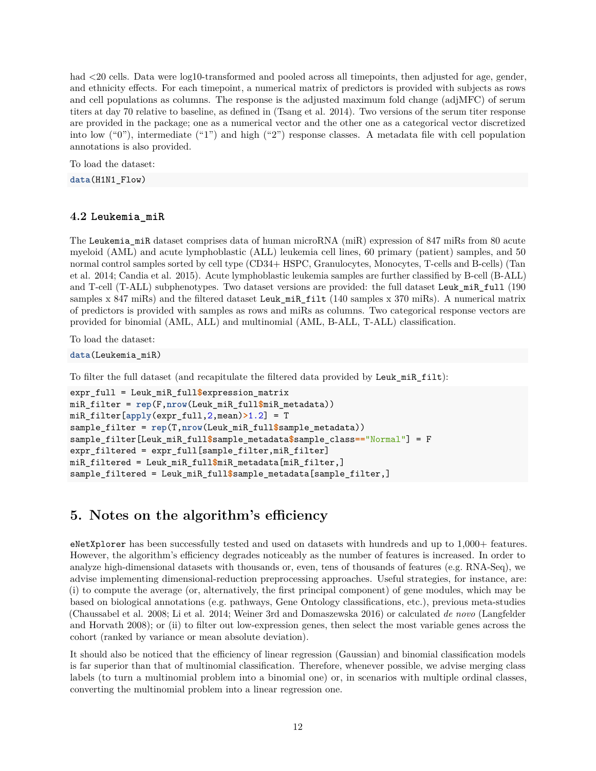had <20 cells. Data were log10-transformed and pooled across all timepoints, then adjusted for age, gender, and ethnicity effects. For each timepoint, a numerical matrix of predictors is provided with subjects as rows and cell populations as columns. The response is the adjusted maximum fold change (adjMFC) of serum titers at day 70 relative to baseline, as defined in (Tsang et al. 2014). Two versions of the serum titer response are provided in the package; one as a numerical vector and the other one as a categorical vector discretized into low ("0"), intermediate ("1") and high ("2") response classes. A metadata file with cell population annotations is also provided.

To load the dataset:

```
data(H1N1_Flow)
```

### 4.2 Leukemia_miR

The Leukemia_miR dataset comprises data of human microRNA (miR) expression of 847 miRs from 80 acute myeloid (AML) and acute lymphoblastic (ALL) leukemia cell lines, 60 primary (patient) samples, and 50 normal control samples sorted by cell type (CD34+ HSPC, Granulocytes, Monocytes, T-cells and B-cells) (Tan et al. 2014; Candia et al. 2015). Acute lymphoblastic leukemia samples are further classified by B-cell (B-ALL) and T-cell (T-ALL) subphenotypes. Two dataset versions are provided: the full dataset Leuk_miR_full (190 samples x 847 miRs) and the filtered dataset Leuk_miR_filt (140 samples x 370 miRs). A numerical matrix of predictors is provided with samples as rows and miRs as columns. Two categorical response vectors are provided for binomial (AML, ALL) and multinomial (AML, B-ALL, T-ALL) classification.

To load the dataset:

```
data(Leukemia_miR)
```

To filter the full dataset (and recapitulate the filtered data provided by Leuk_miR_filt):

```
expr_full = Leuk_miR_full$expression_matrix
miR_filter = rep(F,nrow(Leuk_miR_full$miR_metadata))
miR_filter[apply(expr_full,2,mean)>1.2] = T
sample_filter = rep(T,nrow(Leuk_miR_full$sample_metadata))
sample_filter[Leuk_miR_full$sample_metadata$sample_class=="Normal"] = F
expr_filtered = expr_full[sample_filter,miR_filter]
miR_filtered = Leuk_miR_full$miR_metadata[miR_filter,]
sample_filtered = Leuk_miR_full$sample_metadata[sample_filter,]
```

## 5. Notes on the algorithm's efficiency

eNetXplorer has been successfully tested and used on datasets with hundreds and up to 1,000+ features. However, the algorithm's efficiency degrades noticeably as the number of features is increased. In order to analyze high-dimensional datasets with thousands or, even, tens of thousands of features (e.g. RNA-Seq), we advise implementing dimensional-reduction preprocessing approaches. Useful strategies, for instance, are: (i) to compute the average (or, alternatively, the first principal component) of gene modules, which may be based on biological annotations (e.g. pathways, Gene Ontology classifications, etc.), previous meta-studies (Chaussabel et al. 2008; Li et al. 2014; Weiner 3rd and Domaszewska 2016) or calculated *de novo* (Langfelder and Horvath 2008); or (ii) to filter out low-expression genes, then select the most variable genes across the cohort (ranked by variance or mean absolute deviation).

It should also be noticed that the efficiency of linear regression (Gaussian) and binomial classification models is far superior than that of multinomial classification. Therefore, whenever possible, we advise merging class labels (to turn a multinomial problem into a binomial one) or, in scenarios with multiple ordinal classes, converting the multinomial problem into a linear regression one.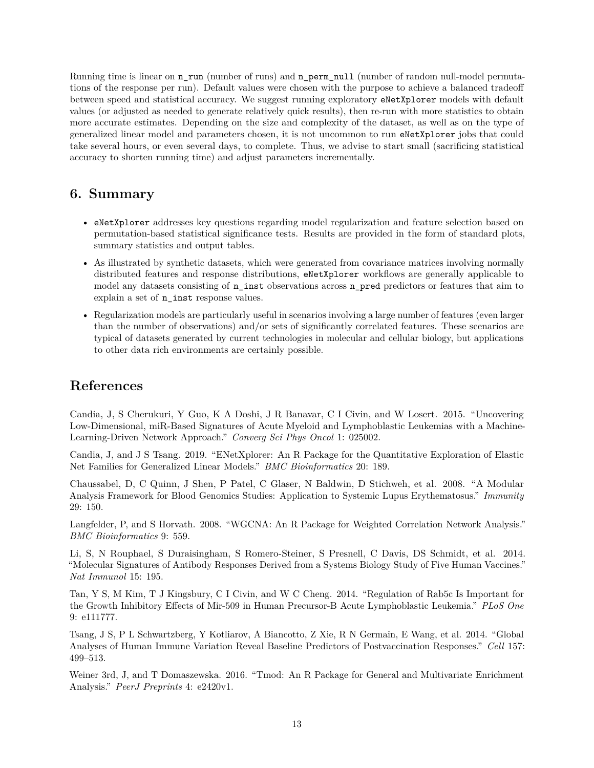Running time is linear on `n_run` (number of runs) and `n_perm_null` (number of random null-model permutations of the response per run). Default values were chosen with the purpose to achieve a balanced tradeoff between speed and statistical accuracy. We suggest running exploratory `eNetXplorer` models with default values (or adjusted as needed to generate relatively quick results), then re-run with more statistics to obtain more accurate estimates. Depending on the size and complexity of the dataset, as well as on the type of generalized linear model and parameters chosen, it is not uncommon to run `eNetXplorer` jobs that could take several hours, or even several days, to complete. Thus, we advise to start small (sacrificing statistical accuracy to shorten running time) and adjust parameters incrementally.

## 6. Summary

- `eNetXplorer` addresses key questions regarding model regularization and feature selection based on permutation-based statistical significance tests. Results are provided in the form of standard plots, summary statistics and output tables.
- As illustrated by synthetic datasets, which were generated from covariance matrices involving normally distributed features and response distributions, `eNetXplorer` workflows are generally applicable to model any datasets consisting of `n_inst` observations across `n_pred` predictors or features that aim to explain a set of `n_inst` response values.
- Regularization models are particularly useful in scenarios involving a large number of features (even larger than the number of observations) and/or sets of significantly correlated features. These scenarios are typical of datasets generated by current technologies in molecular and cellular biology, but applications to other data rich environments are certainly possible.

## References

Candia, J, S Cherukuri, Y Guo, K A Doshi, J R Banavar, C I Civin, and W Losert. 2015. "Uncovering Low-Dimensional, miR-Based Signatures of Acute Myeloid and Lymphoblastic Leukemias with a Machine-Learning-Driven Network Approach." *Converg Sci Phys Oncol* 1: 025002.

Candia, J, and J S Tsang. 2019. "ENetXplorer: An R Package for the Quantitative Exploration of Elastic Net Families for Generalized Linear Models." *BMC Bioinformatics* 20: 189.

Chaussabel, D, C Quinn, J Shen, P Patel, C Glaser, N Baldwin, D Stichweh, et al. 2008. "A Modular Analysis Framework for Blood Genomics Studies: Application to Systemic Lupus Erythematosus." *Immunity* 29: 150.

Langfelder, P, and S Horvath. 2008. "WGCNA: An R Package for Weighted Correlation Network Analysis." *BMC Bioinformatics* 9: 559.

Li, S, N Rouphael, S Duraisingham, S Romero-Steiner, S Presnell, C Davis, DS Schmidt, et al. 2014. "Molecular Signatures of Antibody Responses Derived from a Systems Biology Study of Five Human Vaccines." *Nat Immunol* 15: 195.

Tan, Y S, M Kim, T J Kingsbury, C I Civin, and W C Cheng. 2014. "Regulation of Rab5c Is Important for the Growth Inhibitory Effects of Mir-509 in Human Precursor-B Acute Lymphoblastic Leukemia." *PLoS One* 9: e111777.

Tsang, J S, P L Schwartzberg, Y Kotliarov, A Biancotto, Z Xie, R N Germain, E Wang, et al. 2014. "Global Analyses of Human Immune Variation Reveal Baseline Predictors of Postvaccination Responses." *Cell* 157: 499–513.

Weiner 3rd, J, and T Domaszewska. 2016. "Tmod: An R Package for General and Multivariate Enrichment Analysis." *PeerJ Preprints* 4: e2420v1.